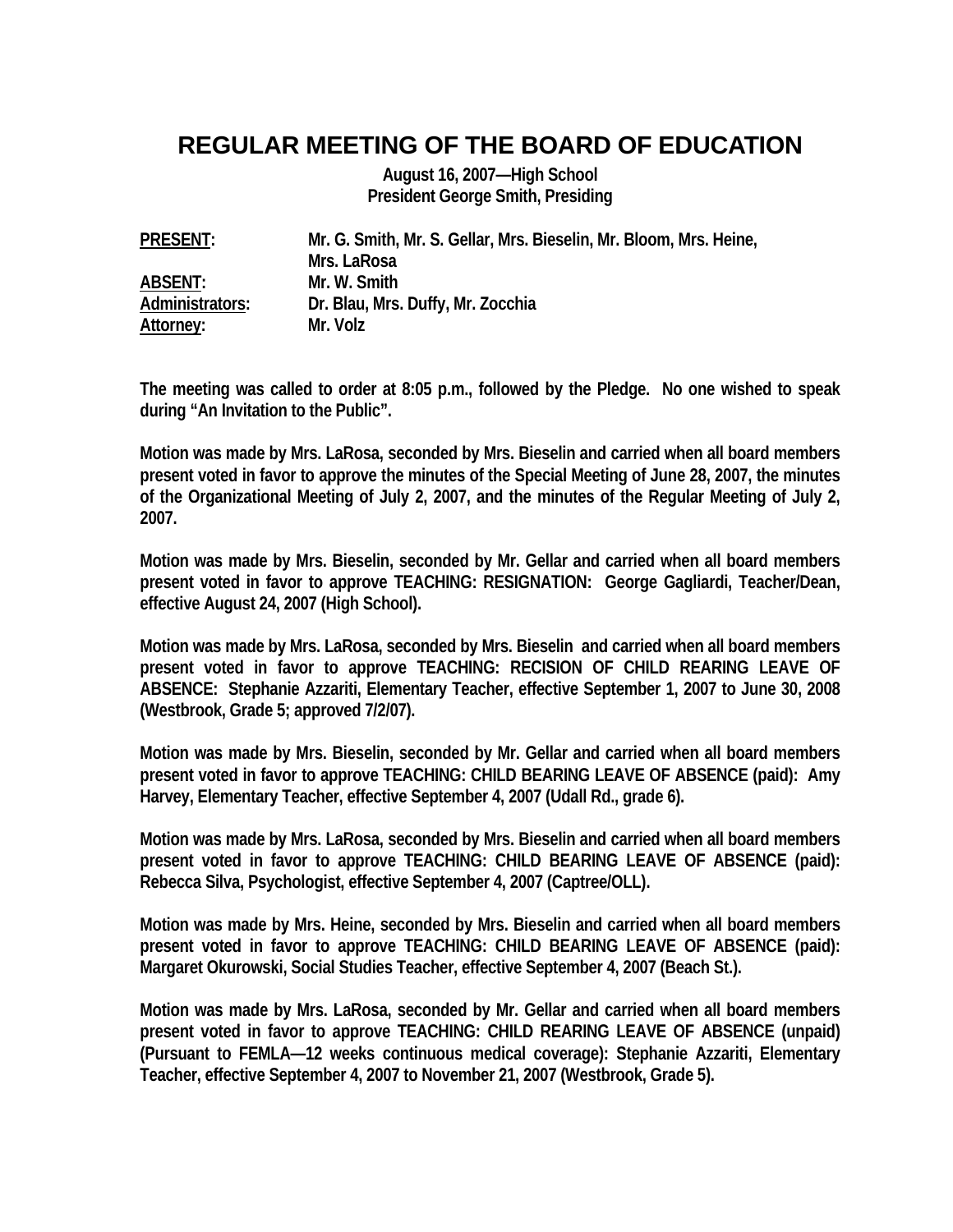# REGULAR MEETING OF THE BOARD OF EDUCATION

**August 16, 2007—High School**
**President George Smith, Presiding**

| | |
|---|---|
| **PRESENT:** | **Mr. G. Smith, Mr. S. Gellar, Mrs. Bieselin, Mr. Bloom, Mrs. Heine, Mrs. LaRosa** |
| **ABSENT:** | **Mr. W. Smith** |
| **Administrators:** | **Dr. Blau, Mrs. Duffy, Mr. Zocchia** |
| **Attorney:** | **Mr. Volz** |

**The meeting was called to order at 8:05 p.m., followed by the Pledge. No one wished to speak during "An Invitation to the Public".**

**Motion was made by Mrs. LaRosa, seconded by Mrs. Bieselin and carried when all board members present voted in favor to approve the minutes of the Special Meeting of June 28, 2007, the minutes of the Organizational Meeting of July 2, 2007, and the minutes of the Regular Meeting of July 2, 2007.**

**Motion was made by Mrs. Bieselin, seconded by Mr. Gellar and carried when all board members present voted in favor to approve TEACHING: RESIGNATION: George Gagliardi, Teacher/Dean, effective August 24, 2007 (High School).**

**Motion was made by Mrs. LaRosa, seconded by Mrs. Bieselin and carried when all board members present voted in favor to approve TEACHING: RECISION OF CHILD REARING LEAVE OF ABSENCE: Stephanie Azzariti, Elementary Teacher, effective September 1, 2007 to June 30, 2008 (Westbrook, Grade 5; approved 7/2/07).**

**Motion was made by Mrs. Bieselin, seconded by Mr. Gellar and carried when all board members present voted in favor to approve TEACHING: CHILD BEARING LEAVE OF ABSENCE (paid): Amy Harvey, Elementary Teacher, effective September 4, 2007 (Udall Rd., grade 6).**

**Motion was made by Mrs. LaRosa, seconded by Mrs. Bieselin and carried when all board members present voted in favor to approve TEACHING: CHILD BEARING LEAVE OF ABSENCE (paid): Rebecca Silva, Psychologist, effective September 4, 2007 (Captree/OLL).**

**Motion was made by Mrs. Heine, seconded by Mrs. Bieselin and carried when all board members present voted in favor to approve TEACHING: CHILD BEARING LEAVE OF ABSENCE (paid): Margaret Okurowski, Social Studies Teacher, effective September 4, 2007 (Beach St.).**

**Motion was made by Mrs. LaRosa, seconded by Mr. Gellar and carried when all board members present voted in favor to approve TEACHING: CHILD REARING LEAVE OF ABSENCE (unpaid) (Pursuant to FEMLA—12 weeks continuous medical coverage): Stephanie Azzariti, Elementary Teacher, effective September 4, 2007 to November 21, 2007 (Westbrook, Grade 5).**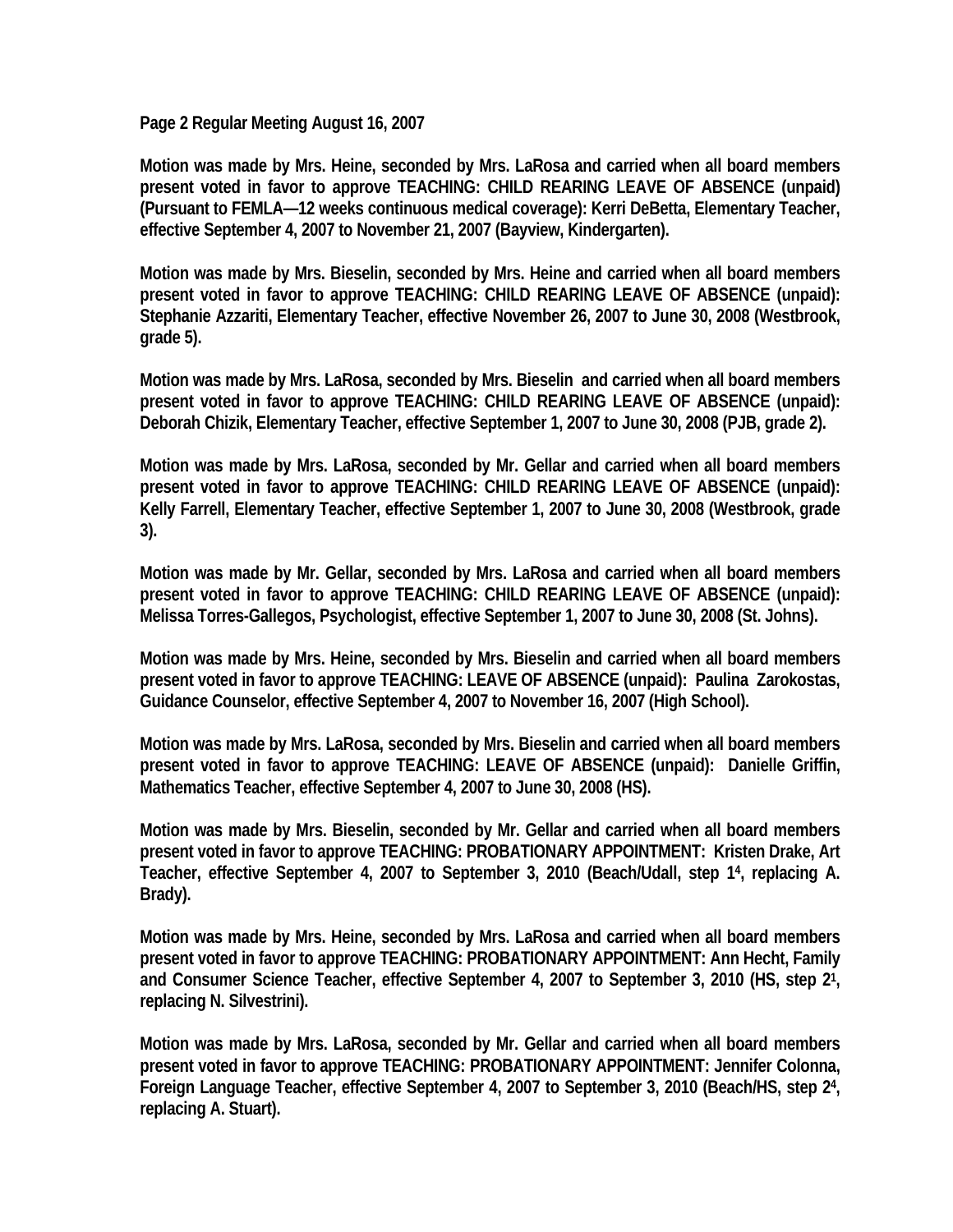**Page 2 Regular Meeting August 16, 2007**

**Motion was made by Mrs. Heine, seconded by Mrs. LaRosa and carried when all board members present voted in favor to approve TEACHING: CHILD REARING LEAVE OF ABSENCE (unpaid) (Pursuant to FEMLA—12 weeks continuous medical coverage): Kerri DeBetta, Elementary Teacher, effective September 4, 2007 to November 21, 2007 (Bayview, Kindergarten).**

**Motion was made by Mrs. Bieselin, seconded by Mrs. Heine and carried when all board members present voted in favor to approve TEACHING: CHILD REARING LEAVE OF ABSENCE (unpaid): Stephanie Azzariti, Elementary Teacher, effective November 26, 2007 to June 30, 2008 (Westbrook, grade 5).**

**Motion was made by Mrs. LaRosa, seconded by Mrs. Bieselin and carried when all board members present voted in favor to approve TEACHING: CHILD REARING LEAVE OF ABSENCE (unpaid): Deborah Chizik, Elementary Teacher, effective September 1, 2007 to June 30, 2008 (PJB, grade 2).**

**Motion was made by Mrs. LaRosa, seconded by Mr. Gellar and carried when all board members present voted in favor to approve TEACHING: CHILD REARING LEAVE OF ABSENCE (unpaid): Kelly Farrell, Elementary Teacher, effective September 1, 2007 to June 30, 2008 (Westbrook, grade 3).**

**Motion was made by Mr. Gellar, seconded by Mrs. LaRosa and carried when all board members present voted in favor to approve TEACHING: CHILD REARING LEAVE OF ABSENCE (unpaid): Melissa Torres-Gallegos, Psychologist, effective September 1, 2007 to June 30, 2008 (St. Johns).**

**Motion was made by Mrs. Heine, seconded by Mrs. Bieselin and carried when all board members present voted in favor to approve TEACHING: LEAVE OF ABSENCE (unpaid): Paulina Zarokostas, Guidance Counselor, effective September 4, 2007 to November 16, 2007 (High School).**

**Motion was made by Mrs. LaRosa, seconded by Mrs. Bieselin and carried when all board members present voted in favor to approve TEACHING: LEAVE OF ABSENCE (unpaid): Danielle Griffin, Mathematics Teacher, effective September 4, 2007 to June 30, 2008 (HS).**

**Motion was made by Mrs. Bieselin, seconded by Mr. Gellar and carried when all board members present voted in favor to approve TEACHING: PROBATIONARY APPOINTMENT: Kristen Drake, Art Teacher, effective September 4, 2007 to September 3, 2010 (Beach/Udall, step $1^4$, replacing A. Brady).**

**Motion was made by Mrs. Heine, seconded by Mrs. LaRosa and carried when all board members present voted in favor to approve TEACHING: PROBATIONARY APPOINTMENT: Ann Hecht, Family and Consumer Science Teacher, effective September 4, 2007 to September 3, 2010 (HS, step $2^1$, replacing N. Silvestrini).**

**Motion was made by Mrs. LaRosa, seconded by Mr. Gellar and carried when all board members present voted in favor to approve TEACHING: PROBATIONARY APPOINTMENT: Jennifer Colonna, Foreign Language Teacher, effective September 4, 2007 to September 3, 2010 (Beach/HS, step $2^4$, replacing A. Stuart).**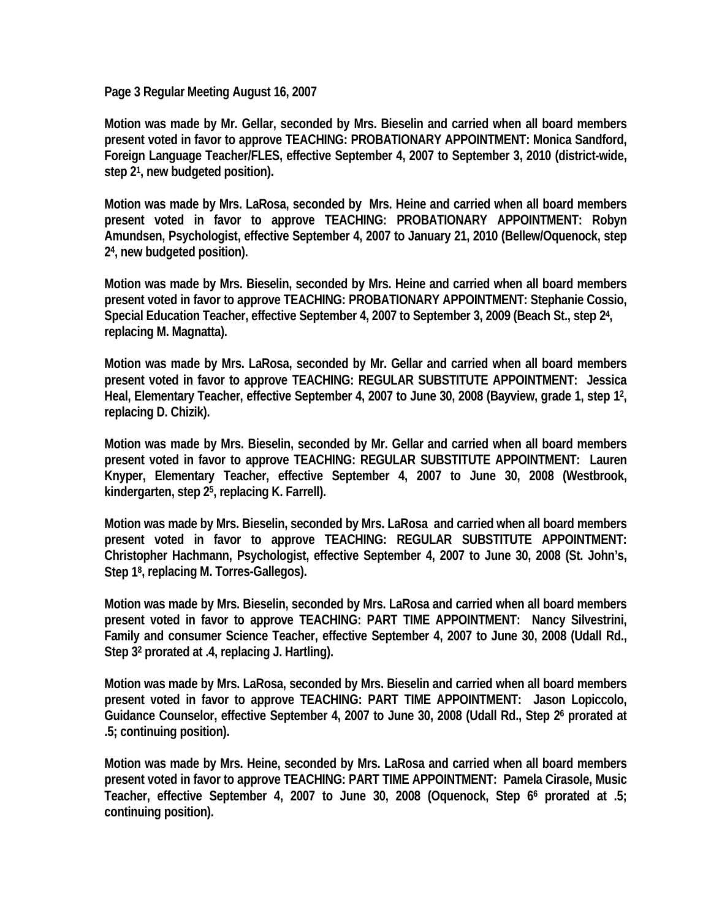**Page 3 Regular Meeting August 16, 2007**

**Motion was made by Mr. Gellar, seconded by Mrs. Bieselin and carried when all board members present voted in favor to approve TEACHING: PROBATIONARY APPOINTMENT: Monica Sandford, Foreign Language Teacher/FLES, effective September 4, 2007 to September 3, 2010 (district-wide, step 2[1], new budgeted position).**

**Motion was made by Mrs. LaRosa, seconded by Mrs. Heine and carried when all board members present voted in favor to approve TEACHING: PROBATIONARY APPOINTMENT: Robyn Amundsen, Psychologist, effective September 4, 2007 to January 21, 2010 (Bellew/Oquenock, step 2[4], new budgeted position).**

**Motion was made by Mrs. Bieselin, seconded by Mrs. Heine and carried when all board members present voted in favor to approve TEACHING: PROBATIONARY APPOINTMENT: Stephanie Cossio, Special Education Teacher, effective September 4, 2007 to September 3, 2009 (Beach St., step 2[4], replacing M. Magnatta).**

**Motion was made by Mrs. LaRosa, seconded by Mr. Gellar and carried when all board members present voted in favor to approve TEACHING: REGULAR SUBSTITUTE APPOINTMENT: Jessica Heal, Elementary Teacher, effective September 4, 2007 to June 30, 2008 (Bayview, grade 1, step 1[2], replacing D. Chizik).**

**Motion was made by Mrs. Bieselin, seconded by Mr. Gellar and carried when all board members present voted in favor to approve TEACHING: REGULAR SUBSTITUTE APPOINTMENT: Lauren Knyper, Elementary Teacher, effective September 4, 2007 to June 30, 2008 (Westbrook, kindergarten, step 2[5], replacing K. Farrell).**

**Motion was made by Mrs. Bieselin, seconded by Mrs. LaRosa and carried when all board members present voted in favor to approve TEACHING: REGULAR SUBSTITUTE APPOINTMENT: Christopher Hachmann, Psychologist, effective September 4, 2007 to June 30, 2008 (St. John's, Step 1[8], replacing M. Torres-Gallegos).**

**Motion was made by Mrs. Bieselin, seconded by Mrs. LaRosa and carried when all board members present voted in favor to approve TEACHING: PART TIME APPOINTMENT: Nancy Silvestrini, Family and consumer Science Teacher, effective September 4, 2007 to June 30, 2008 (Udall Rd., Step 3[2] prorated at .4, replacing J. Hartling).**

**Motion was made by Mrs. LaRosa, seconded by Mrs. Bieselin and carried when all board members present voted in favor to approve TEACHING: PART TIME APPOINTMENT: Jason Lopiccolo, Guidance Counselor, effective September 4, 2007 to June 30, 2008 (Udall Rd., Step 2[6] prorated at .5; continuing position).**

**Motion was made by Mrs. Heine, seconded by Mrs. LaRosa and carried when all board members present voted in favor to approve TEACHING: PART TIME APPOINTMENT: Pamela Cirasole, Music Teacher, effective September 4, 2007 to June 30, 2008 (Oquenock, Step 6[6] prorated at .5; continuing position).**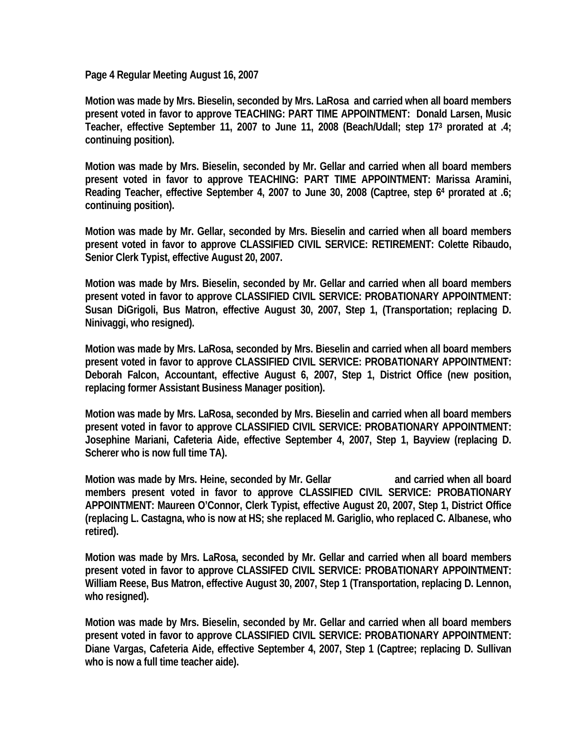**Page 4 Regular Meeting August 16, 2007**

**Motion was made by Mrs. Bieselin, seconded by Mrs. LaRosa and carried when all board members present voted in favor to approve TEACHING: PART TIME APPOINTMENT: Donald Larsen, Music Teacher, effective September 11, 2007 to June 11, 2008 (Beach/Udall; step 17[3] prorated at .4; continuing position).**

**Motion was made by Mrs. Bieselin, seconded by Mr. Gellar and carried when all board members present voted in favor to approve TEACHING: PART TIME APPOINTMENT: Marissa Aramini, Reading Teacher, effective September 4, 2007 to June 30, 2008 (Captree, step 6[4] prorated at .6; continuing position).**

**Motion was made by Mr. Gellar, seconded by Mrs. Bieselin and carried when all board members present voted in favor to approve CLASSIFIED CIVIL SERVICE: RETIREMENT: Colette Ribaudo, Senior Clerk Typist, effective August 20, 2007.**

**Motion was made by Mrs. Bieselin, seconded by Mr. Gellar and carried when all board members present voted in favor to approve CLASSIFIED CIVIL SERVICE: PROBATIONARY APPOINTMENT: Susan DiGrigoli, Bus Matron, effective August 30, 2007, Step 1, (Transportation; replacing D. Ninivaggi, who resigned).**

**Motion was made by Mrs. LaRosa, seconded by Mrs. Bieselin and carried when all board members present voted in favor to approve CLASSIFIED CIVIL SERVICE: PROBATIONARY APPOINTMENT: Deborah Falcon, Accountant, effective August 6, 2007, Step 1, District Office (new position, replacing former Assistant Business Manager position).**

**Motion was made by Mrs. LaRosa, seconded by Mrs. Bieselin and carried when all board members present voted in favor to approve CLASSIFIED CIVIL SERVICE: PROBATIONARY APPOINTMENT: Josephine Mariani, Cafeteria Aide, effective September 4, 2007, Step 1, Bayview (replacing D. Scherer who is now full time TA).**

**Motion was made by Mrs. Heine, seconded by Mr. Gellar and carried when all board members present voted in favor to approve CLASSIFIED CIVIL SERVICE: PROBATIONARY APPOINTMENT: Maureen O'Connor, Clerk Typist, effective August 20, 2007, Step 1, District Office (replacing L. Castagna, who is now at HS; she replaced M. Gariglio, who replaced C. Albanese, who retired).**

**Motion was made by Mrs. LaRosa, seconded by Mr. Gellar and carried when all board members present voted in favor to approve CLASSIFED CIVIL SERVICE: PROBATIONARY APPOINTMENT: William Reese, Bus Matron, effective August 30, 2007, Step 1 (Transportation, replacing D. Lennon, who resigned).**

**Motion was made by Mrs. Bieselin, seconded by Mr. Gellar and carried when all board members present voted in favor to approve CLASSIFIED CIVIL SERVICE: PROBATIONARY APPOINTMENT: Diane Vargas, Cafeteria Aide, effective September 4, 2007, Step 1 (Captree; replacing D. Sullivan who is now a full time teacher aide).**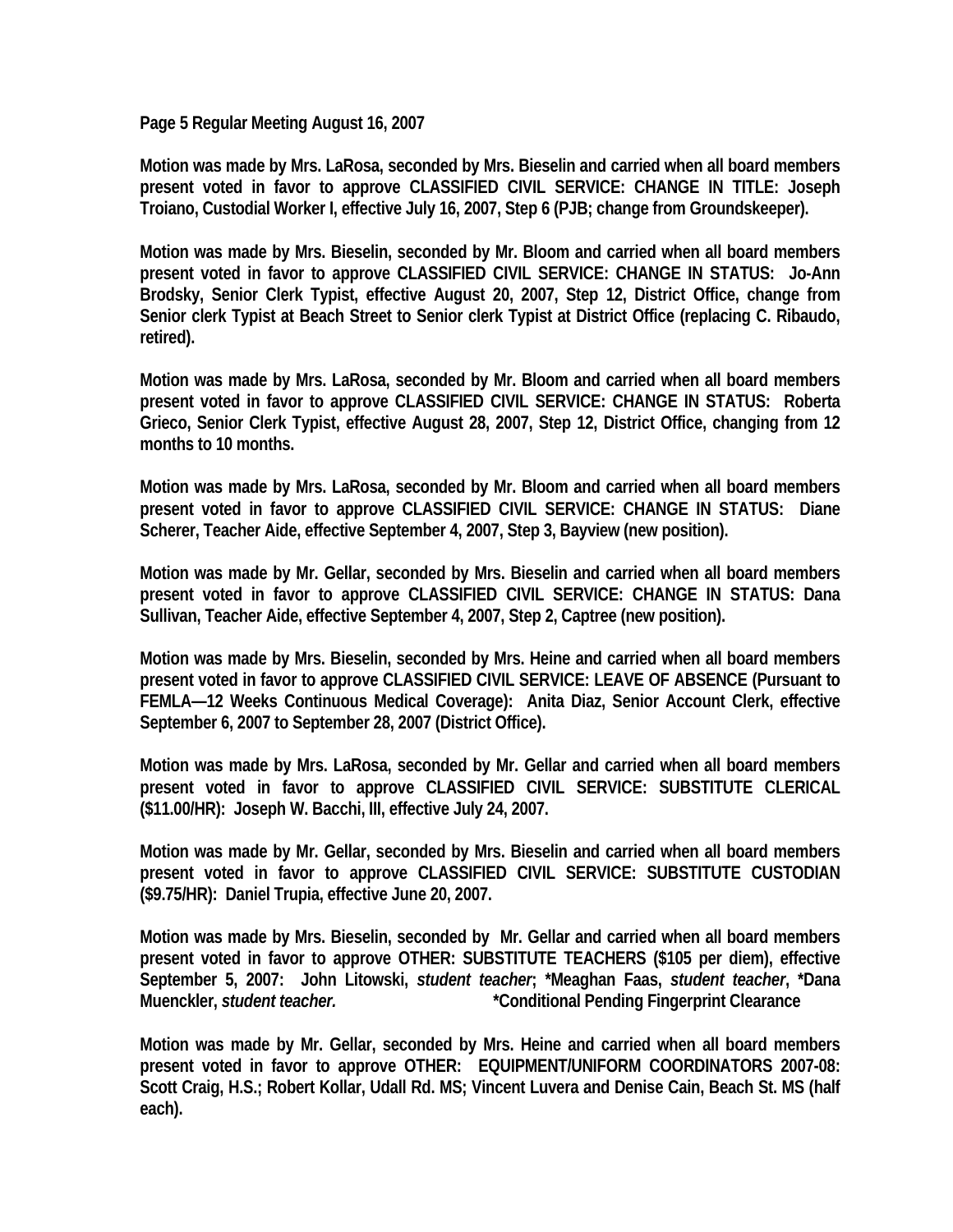**Page 5 Regular Meeting August 16, 2007**

**Motion was made by Mrs. LaRosa, seconded by Mrs. Bieselin and carried when all board members present voted in favor to approve CLASSIFIED CIVIL SERVICE: CHANGE IN TITLE: Joseph Troiano, Custodial Worker I, effective July 16, 2007, Step 6 (PJB; change from Groundskeeper).**

**Motion was made by Mrs. Bieselin, seconded by Mr. Bloom and carried when all board members present voted in favor to approve CLASSIFIED CIVIL SERVICE: CHANGE IN STATUS: Jo-Ann Brodsky, Senior Clerk Typist, effective August 20, 2007, Step 12, District Office, change from Senior clerk Typist at Beach Street to Senior clerk Typist at District Office (replacing C. Ribaudo, retired).**

**Motion was made by Mrs. LaRosa, seconded by Mr. Bloom and carried when all board members present voted in favor to approve CLASSIFIED CIVIL SERVICE: CHANGE IN STATUS: Roberta Grieco, Senior Clerk Typist, effective August 28, 2007, Step 12, District Office, changing from 12 months to 10 months.**

**Motion was made by Mrs. LaRosa, seconded by Mr. Bloom and carried when all board members present voted in favor to approve CLASSIFIED CIVIL SERVICE: CHANGE IN STATUS: Diane Scherer, Teacher Aide, effective September 4, 2007, Step 3, Bayview (new position).**

**Motion was made by Mr. Gellar, seconded by Mrs. Bieselin and carried when all board members present voted in favor to approve CLASSIFIED CIVIL SERVICE: CHANGE IN STATUS: Dana Sullivan, Teacher Aide, effective September 4, 2007, Step 2, Captree (new position).**

**Motion was made by Mrs. Bieselin, seconded by Mrs. Heine and carried when all board members present voted in favor to approve CLASSIFIED CIVIL SERVICE: LEAVE OF ABSENCE (Pursuant to FEMLA—12 Weeks Continuous Medical Coverage): Anita Diaz, Senior Account Clerk, effective September 6, 2007 to September 28, 2007 (District Office).**

**Motion was made by Mrs. LaRosa, seconded by Mr. Gellar and carried when all board members present voted in favor to approve CLASSIFIED CIVIL SERVICE: SUBSTITUTE CLERICAL ($11.00/HR): Joseph W. Bacchi, III, effective July 24, 2007.**

**Motion was made by Mr. Gellar, seconded by Mrs. Bieselin and carried when all board members present voted in favor to approve CLASSIFIED CIVIL SERVICE: SUBSTITUTE CUSTODIAN ($9.75/HR): Daniel Trupia, effective June 20, 2007.**

**Motion was made by Mrs. Bieselin, seconded by Mr. Gellar and carried when all board members present voted in favor to approve OTHER: SUBSTITUTE TEACHERS ($105 per diem), effective September 5, 2007: John Litowski, *student teacher*; *Meaghan Faas, *student teacher*, *Dana Muenckler, *student teacher.* \*Conditional Pending Fingerprint Clearance**

**Motion was made by Mr. Gellar, seconded by Mrs. Heine and carried when all board members present voted in favor to approve OTHER: EQUIPMENT/UNIFORM COORDINATORS 2007-08: Scott Craig, H.S.; Robert Kollar, Udall Rd. MS; Vincent Luvera and Denise Cain, Beach St. MS (half each).**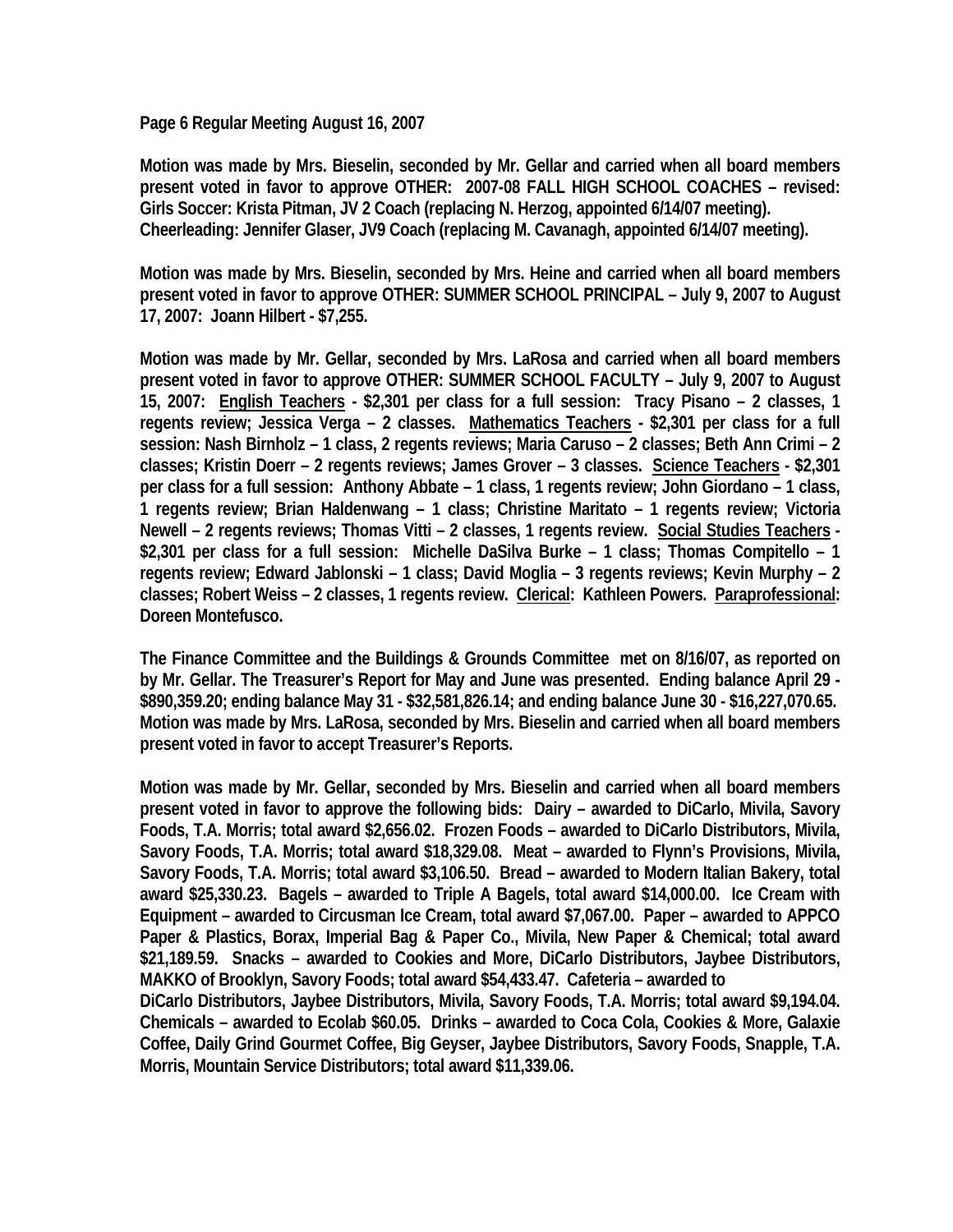**Page 6 Regular Meeting August 16, 2007**

**Motion was made by Mrs. Bieselin, seconded by Mr. Gellar and carried when all board members present voted in favor to approve OTHER: 2007-08 FALL HIGH SCHOOL COACHES – revised: Girls Soccer: Krista Pitman, JV 2 Coach (replacing N. Herzog, appointed 6/14/07 meeting). Cheerleading: Jennifer Glaser, JV9 Coach (replacing M. Cavanagh, appointed 6/14/07 meeting).**

**Motion was made by Mrs. Bieselin, seconded by Mrs. Heine and carried when all board members present voted in favor to approve OTHER: SUMMER SCHOOL PRINCIPAL – July 9, 2007 to August 17, 2007: Joann Hilbert - $7,255.**

**Motion was made by Mr. Gellar, seconded by Mrs. LaRosa and carried when all board members present voted in favor to approve OTHER: SUMMER SCHOOL FACULTY – July 9, 2007 to August 15, 2007: <u>English Teachers</u> - $2,301 per class for a full session: Tracy Pisano – 2 classes, 1 regents review; Jessica Verga – 2 classes. <u>Mathematics Teachers</u> - $2,301 per class for a full session: Nash Birnholz – 1 class, 2 regents reviews; Maria Caruso – 2 classes; Beth Ann Crimi – 2 classes; Kristin Doerr – 2 regents reviews; James Grover – 3 classes. <u>Science Teachers</u> - $2,301 per class for a full session: Anthony Abbate – 1 class, 1 regents review; John Giordano – 1 class, 1 regents review; Brian Haldenwang – 1 class; Christine Maritato – 1 regents review; Victoria Newell – 2 regents reviews; Thomas Vitti – 2 classes, 1 regents review. <u>Social Studies Teachers</u> - $2,301 per class for a full session: Michelle DaSilva Burke – 1 class; Thomas Compitello – 1 regents review; Edward Jablonski – 1 class; David Moglia – 3 regents reviews; Kevin Murphy – 2 classes; Robert Weiss – 2 classes, 1 regents review. <u>Clerical</u>: Kathleen Powers. <u>Paraprofessional</u>: Doreen Montefusco.**

**The Finance Committee and the Buildings & Grounds Committee met on 8/16/07, as reported on by Mr. Gellar. The Treasurer's Report for May and June was presented. Ending balance April 29 - $890,359.20; ending balance May 31 - $32,581,826.14; and ending balance June 30 - $16,227,070.65. Motion was made by Mrs. LaRosa, seconded by Mrs. Bieselin and carried when all board members present voted in favor to accept Treasurer's Reports.**

**Motion was made by Mr. Gellar, seconded by Mrs. Bieselin and carried when all board members present voted in favor to approve the following bids: Dairy – awarded to DiCarlo, Mivila, Savory Foods, T.A. Morris; total award $2,656.02. Frozen Foods – awarded to DiCarlo Distributors, Mivila, Savory Foods, T.A. Morris; total award $18,329.08. Meat – awarded to Flynn's Provisions, Mivila, Savory Foods, T.A. Morris; total award $3,106.50. Bread – awarded to Modern Italian Bakery, total award $25,330.23. Bagels – awarded to Triple A Bagels, total award $14,000.00. Ice Cream with Equipment – awarded to Circusman Ice Cream, total award $7,067.00. Paper – awarded to APPCO Paper & Plastics, Borax, Imperial Bag & Paper Co., Mivila, New Paper & Chemical; total award $21,189.59. Snacks – awarded to Cookies and More, DiCarlo Distributors, Jaybee Distributors, MAKKO of Brooklyn, Savory Foods; total award $54,433.47. Cafeteria – awarded to DiCarlo Distributors, Jaybee Distributors, Mivila, Savory Foods, T.A. Morris; total award $9,194.04. Chemicals – awarded to Ecolab $60.05. Drinks – awarded to Coca Cola, Cookies & More, Galaxie Coffee, Daily Grind Gourmet Coffee, Big Geyser, Jaybee Distributors, Savory Foods, Snapple, T.A. Morris, Mountain Service Distributors; total award $11,339.06.**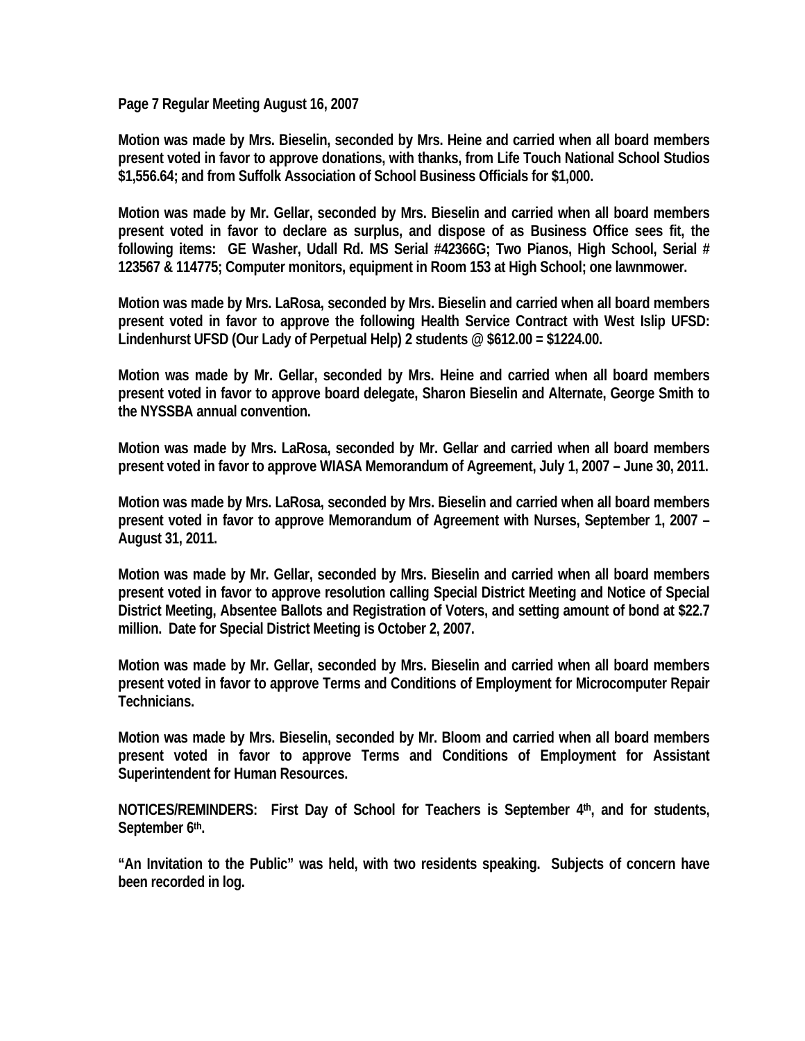**Page 7 Regular Meeting August 16, 2007**

**Motion was made by Mrs. Bieselin, seconded by Mrs. Heine and carried when all board members present voted in favor to approve donations, with thanks, from Life Touch National School Studios $1,556.64; and from Suffolk Association of School Business Officials for $1,000.**

**Motion was made by Mr. Gellar, seconded by Mrs. Bieselin and carried when all board members present voted in favor to declare as surplus, and dispose of as Business Office sees fit, the following items: GE Washer, Udall Rd. MS Serial #42366G; Two Pianos, High School, Serial # 123567 & 114775; Computer monitors, equipment in Room 153 at High School; one lawnmower.**

**Motion was made by Mrs. LaRosa, seconded by Mrs. Bieselin and carried when all board members present voted in favor to approve the following Health Service Contract with West Islip UFSD: Lindenhurst UFSD (Our Lady of Perpetual Help) 2 students @ $612.00 = $1224.00.**

**Motion was made by Mr. Gellar, seconded by Mrs. Heine and carried when all board members present voted in favor to approve board delegate, Sharon Bieselin and Alternate, George Smith to the NYSSBA annual convention.**

**Motion was made by Mrs. LaRosa, seconded by Mr. Gellar and carried when all board members present voted in favor to approve WIASA Memorandum of Agreement, July 1, 2007 – June 30, 2011.**

**Motion was made by Mrs. LaRosa, seconded by Mrs. Bieselin and carried when all board members present voted in favor to approve Memorandum of Agreement with Nurses, September 1, 2007 – August 31, 2011.**

**Motion was made by Mr. Gellar, seconded by Mrs. Bieselin and carried when all board members present voted in favor to approve resolution calling Special District Meeting and Notice of Special District Meeting, Absentee Ballots and Registration of Voters, and setting amount of bond at $22.7 million. Date for Special District Meeting is October 2, 2007.**

**Motion was made by Mr. Gellar, seconded by Mrs. Bieselin and carried when all board members present voted in favor to approve Terms and Conditions of Employment for Microcomputer Repair Technicians.**

**Motion was made by Mrs. Bieselin, seconded by Mr. Bloom and carried when all board members present voted in favor to approve Terms and Conditions of Employment for Assistant Superintendent for Human Resources.**

**NOTICES/REMINDERS: First Day of School for Teachers is September 4th, and for students, September 6th.**

**"An Invitation to the Public" was held, with two residents speaking. Subjects of concern have been recorded in log.**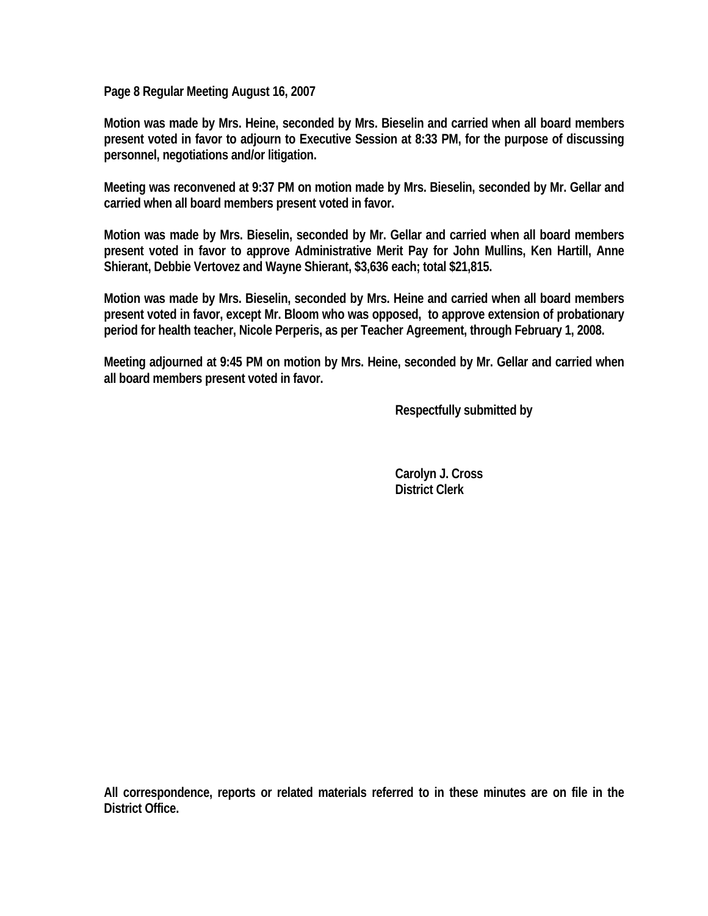Page 8 Regular Meeting August 16, 2007

Motion was made by Mrs. Heine, seconded by Mrs. Bieselin and carried when all board members present voted in favor to adjourn to Executive Session at 8:33 PM, for the purpose of discussing personnel, negotiations and/or litigation.

Meeting was reconvened at 9:37 PM on motion made by Mrs. Bieselin, seconded by Mr. Gellar and carried when all board members present voted in favor.

Motion was made by Mrs. Bieselin, seconded by Mr. Gellar and carried when all board members present voted in favor to approve Administrative Merit Pay for John Mullins, Ken Hartill, Anne Shierant, Debbie Vertovez and Wayne Shierant, $3,636 each; total $21,815.

Motion was made by Mrs. Bieselin, seconded by Mrs. Heine and carried when all board members present voted in favor, except Mr. Bloom who was opposed, to approve extension of probationary period for health teacher, Nicole Perperis, as per Teacher Agreement, through February 1, 2008.

Meeting adjourned at 9:45 PM on motion by Mrs. Heine, seconded by Mr. Gellar and carried when all board members present voted in favor.

Respectfully submitted by

Carolyn J. Cross
District Clerk

All correspondence, reports or related materials referred to in these minutes are on file in the District Office.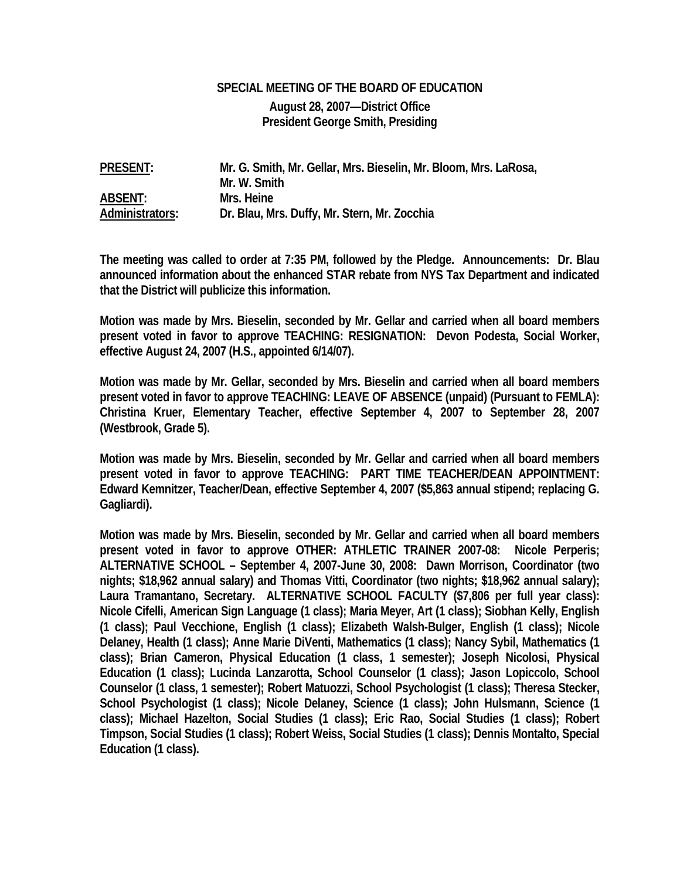**SPECIAL MEETING OF THE BOARD OF EDUCATION**

**August 28, 2007—District Office**
**President George Smith, Presiding**

| | |
|---|---|
| **PRESENT:** | **Mr. G. Smith, Mr. Gellar, Mrs. Bieselin, Mr. Bloom, Mrs. LaRosa, Mr. W. Smith** |
| **ABSENT:** | **Mrs. Heine** |
| **Administrators:** | **Dr. Blau, Mrs. Duffy, Mr. Stern, Mr. Zocchia** |

**The meeting was called to order at 7:35 PM, followed by the Pledge. Announcements: Dr. Blau announced information about the enhanced STAR rebate from NYS Tax Department and indicated that the District will publicize this information.**

**Motion was made by Mrs. Bieselin, seconded by Mr. Gellar and carried when all board members present voted in favor to approve TEACHING: RESIGNATION: Devon Podesta, Social Worker, effective August 24, 2007 (H.S., appointed 6/14/07).**

**Motion was made by Mr. Gellar, seconded by Mrs. Bieselin and carried when all board members present voted in favor to approve TEACHING: LEAVE OF ABSENCE (unpaid) (Pursuant to FEMLA): Christina Kruer, Elementary Teacher, effective September 4, 2007 to September 28, 2007 (Westbrook, Grade 5).**

**Motion was made by Mrs. Bieselin, seconded by Mr. Gellar and carried when all board members present voted in favor to approve TEACHING: PART TIME TEACHER/DEAN APPOINTMENT: Edward Kemnitzer, Teacher/Dean, effective September 4, 2007 ($5,863 annual stipend; replacing G. Gagliardi).**

**Motion was made by Mrs. Bieselin, seconded by Mr. Gellar and carried when all board members present voted in favor to approve OTHER: ATHLETIC TRAINER 2007-08: Nicole Perperis; ALTERNATIVE SCHOOL – September 4, 2007-June 30, 2008: Dawn Morrison, Coordinator (two nights; $18,962 annual salary) and Thomas Vitti, Coordinator (two nights; $18,962 annual salary); Laura Tramantano, Secretary. ALTERNATIVE SCHOOL FACULTY ($7,806 per full year class): Nicole Cifelli, American Sign Language (1 class); Maria Meyer, Art (1 class); Siobhan Kelly, English (1 class); Paul Vecchione, English (1 class); Elizabeth Walsh-Bulger, English (1 class); Nicole Delaney, Health (1 class); Anne Marie DiVenti, Mathematics (1 class); Nancy Sybil, Mathematics (1 class); Brian Cameron, Physical Education (1 class, 1 semester); Joseph Nicolosi, Physical Education (1 class); Lucinda Lanzarotta, School Counselor (1 class); Jason Lopiccolo, School Counselor (1 class, 1 semester); Robert Matuozzi, School Psychologist (1 class); Theresa Stecker, School Psychologist (1 class); Nicole Delaney, Science (1 class); John Hulsmann, Science (1 class); Michael Hazelton, Social Studies (1 class); Eric Rao, Social Studies (1 class); Robert Timpson, Social Studies (1 class); Robert Weiss, Social Studies (1 class); Dennis Montalto, Special Education (1 class).**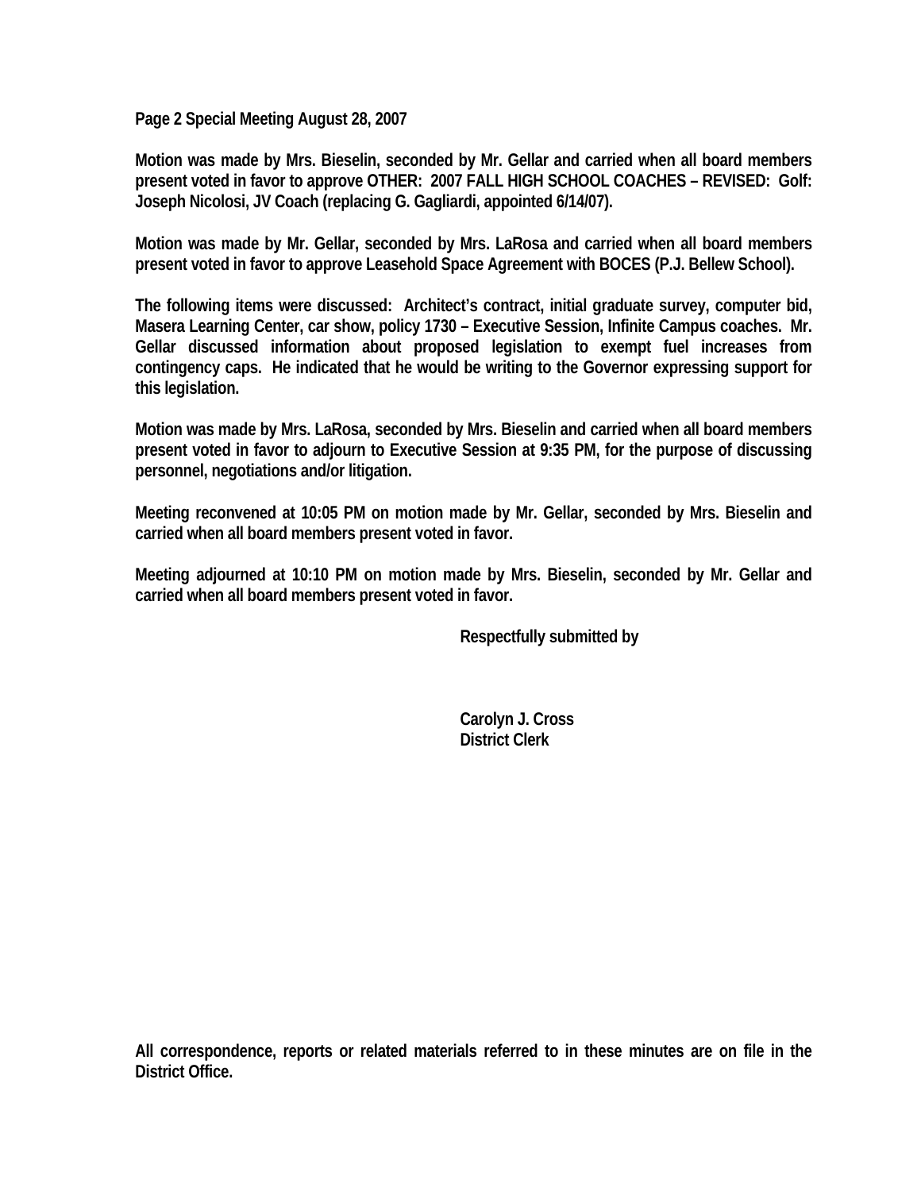**Page 2 Special Meeting August 28, 2007**

**Motion was made by Mrs. Bieselin, seconded by Mr. Gellar and carried when all board members present voted in favor to approve OTHER: 2007 FALL HIGH SCHOOL COACHES – REVISED: Golf: Joseph Nicolosi, JV Coach (replacing G. Gagliardi, appointed 6/14/07).**

**Motion was made by Mr. Gellar, seconded by Mrs. LaRosa and carried when all board members present voted in favor to approve Leasehold Space Agreement with BOCES (P.J. Bellew School).**

**The following items were discussed: Architect's contract, initial graduate survey, computer bid, Masera Learning Center, car show, policy 1730 – Executive Session, Infinite Campus coaches. Mr. Gellar discussed information about proposed legislation to exempt fuel increases from contingency caps. He indicated that he would be writing to the Governor expressing support for this legislation.**

**Motion was made by Mrs. LaRosa, seconded by Mrs. Bieselin and carried when all board members present voted in favor to adjourn to Executive Session at 9:35 PM, for the purpose of discussing personnel, negotiations and/or litigation.**

**Meeting reconvened at 10:05 PM on motion made by Mr. Gellar, seconded by Mrs. Bieselin and carried when all board members present voted in favor.**

**Meeting adjourned at 10:10 PM on motion made by Mrs. Bieselin, seconded by Mr. Gellar and carried when all board members present voted in favor.**

**Respectfully submitted by**

**Carolyn J. Cross**
**District Clerk**

**All correspondence, reports or related materials referred to in these minutes are on file in the District Office.**